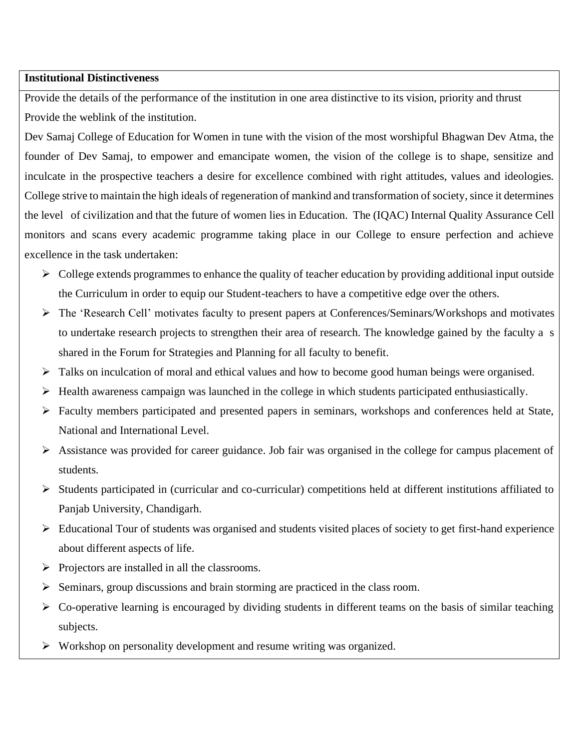**Institutional Distinctiveness**

Provide the details of the performance of the institution in one area distinctive to its vision, priority and thrust

Provide the weblink of the institution.

Dev Samaj College of Education for Women in tune with the vision of the most worshipful Bhagwan Dev Atma, the founder of Dev Samaj, to empower and emancipate women, the vision of the college is to shape, sensitize and inculcate in the prospective teachers a desire for excellence combined with right attitudes, values and ideologies. College strive to maintain the high ideals of regeneration of mankind and transformation of society, since it determines the level of civilization and that the future of women lies in Education. The (IQAC) Internal Quality Assurance Cell monitors and scans every academic programme taking place in our College to ensure perfection and achieve excellence in the task undertaken:

- College extends programmes to enhance the quality of teacher education by providing additional input outside the Curriculum in order to equip our Student-teachers to have a competitive edge over the others.
- The 'Research Cell' motivates faculty to present papers at Conferences/Seminars/Workshops and motivates to undertake research projects to strengthen their area of research. The knowledge gained by the faculty a s shared in the Forum for Strategies and Planning for all faculty to benefit.
- Talks on inculcation of moral and ethical values and how to become good human beings were organised.
- Health awareness campaign was launched in the college in which students participated enthusiastically.
- Faculty members participated and presented papers in seminars, workshops and conferences held at State, National and International Level.
- Assistance was provided for career guidance. Job fair was organised in the college for campus placement of students.
- Students participated in (curricular and co-curricular) competitions held at different institutions affiliated to Panjab University, Chandigarh.
- Educational Tour of students was organised and students visited places of society to get first-hand experience about different aspects of life.
- Projectors are installed in all the classrooms.
- Seminars, group discussions and brain storming are practiced in the class room.
- Co-operative learning is encouraged by dividing students in different teams on the basis of similar teaching subjects.
- Workshop on personality development and resume writing was organized.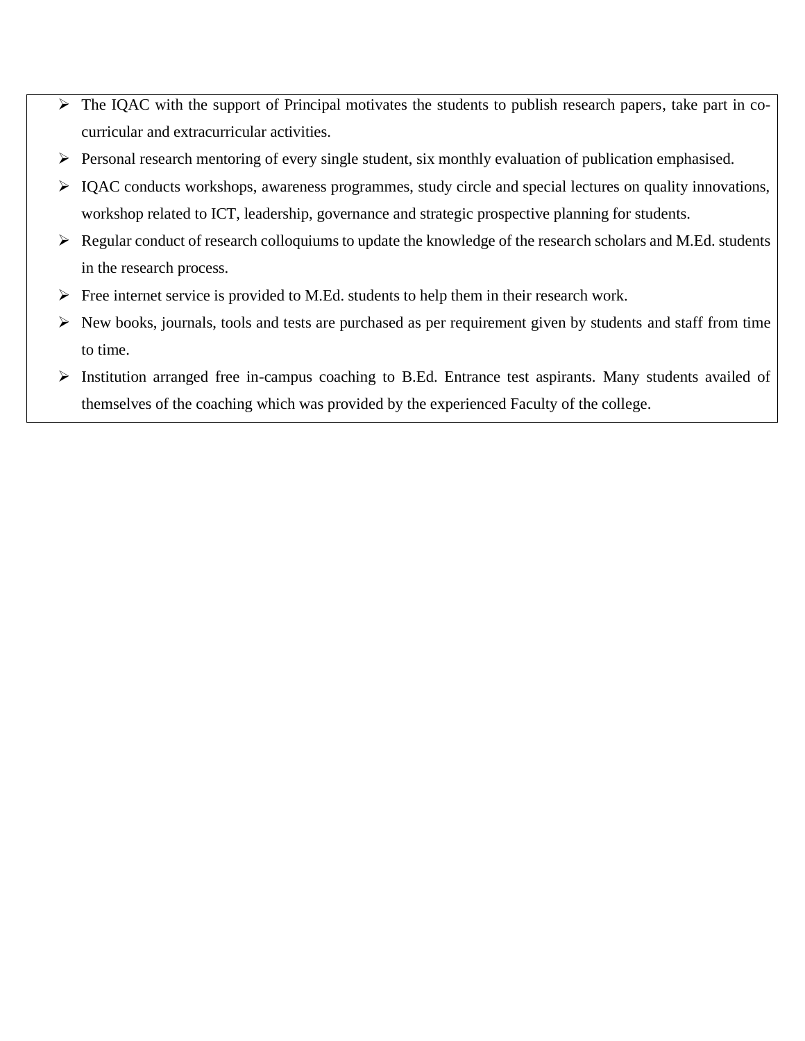- The IQAC with the support of Principal motivates the students to publish research papers, take part in co-curricular and extracurricular activities.
- Personal research mentoring of every single student, six monthly evaluation of publication emphasised.
- IQAC conducts workshops, awareness programmes, study circle and special lectures on quality innovations, workshop related to ICT, leadership, governance and strategic prospective planning for students.
- Regular conduct of research colloquiums to update the knowledge of the research scholars and M.Ed. students in the research process.
- Free internet service is provided to M.Ed. students to help them in their research work.
- New books, journals, tools and tests are purchased as per requirement given by students and staff from time to time.
- Institution arranged free in-campus coaching to B.Ed. Entrance test aspirants. Many students availed of themselves of the coaching which was provided by the experienced Faculty of the college.